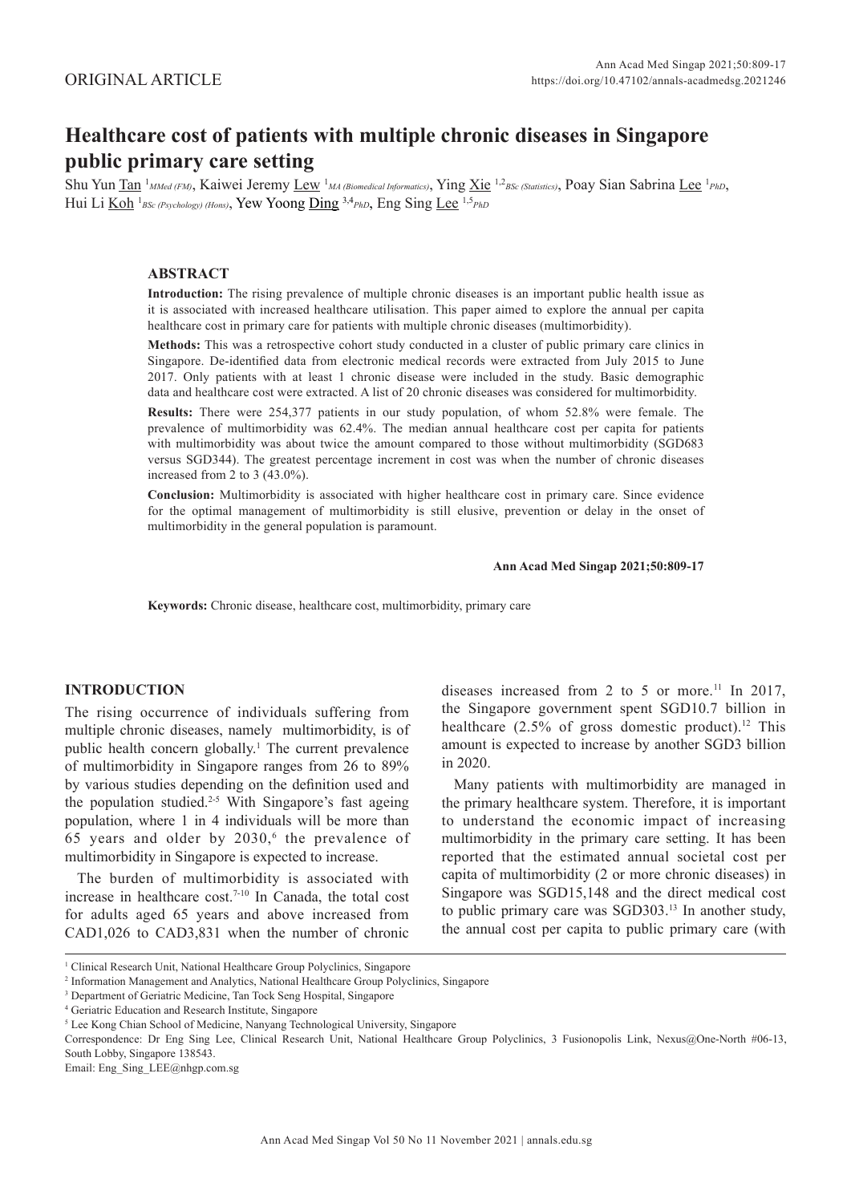ORIGINAL ARTICLE

# Healthcare cost of patients with multiple chronic diseases in Singapore public primary care setting

Shu Yun Tan [1] *MMed (FM)*, Kaiwei Jeremy Lew [1] *MA (Biomedical Informatics)*, Ying Xie [1,2] *BSc (Statistics)*, Poay Sian Sabrina Lee [1] *PhD*, Hui Li Koh [1] *BSc (Psychology) (Hons)*, Yew Yoong Ding [3,4] *PhD*, Eng Sing Lee [1,5] *PhD*

## ABSTRACT

**Introduction:** The rising prevalence of multiple chronic diseases is an important public health issue as it is associated with increased healthcare utilisation. This paper aimed to explore the annual per capita healthcare cost in primary care for patients with multiple chronic diseases (multimorbidity).

**Methods:** This was a retrospective cohort study conducted in a cluster of public primary care clinics in Singapore. De-identified data from electronic medical records were extracted from July 2015 to June 2017. Only patients with at least 1 chronic disease were included in the study. Basic demographic data and healthcare cost were extracted. A list of 20 chronic diseases was considered for multimorbidity.

**Results:** There were 254,377 patients in our study population, of whom 52.8% were female. The prevalence of multimorbidity was 62.4%. The median annual healthcare cost per capita for patients with multimorbidity was about twice the amount compared to those without multimorbidity (SGD683 versus SGD344). The greatest percentage increment in cost was when the number of chronic diseases increased from 2 to 3 (43.0%).

**Conclusion:** Multimorbidity is associated with higher healthcare cost in primary care. Since evidence for the optimal management of multimorbidity is still elusive, prevention or delay in the onset of multimorbidity in the general population is paramount.

**Ann Acad Med Singap 2021;50:809-17**

**Keywords:** Chronic disease, healthcare cost, multimorbidity, primary care

## INTRODUCTION

The rising occurrence of individuals suffering from multiple chronic diseases, namely multimorbidity, is of public health concern globally.[1] The current prevalence of multimorbidity in Singapore ranges from 26 to 89% by various studies depending on the definition used and the population studied.[2-5] With Singapore's fast ageing population, where 1 in 4 individuals will be more than 65 years and older by 2030,[6] the prevalence of multimorbidity in Singapore is expected to increase.

The burden of multimorbidity is associated with increase in healthcare cost.[7-10] In Canada, the total cost for adults aged 65 years and above increased from CAD1,026 to CAD3,831 when the number of chronic diseases increased from 2 to 5 or more.[11] In 2017, the Singapore government spent SGD10.7 billion in healthcare (2.5% of gross domestic product).[12] This amount is expected to increase by another SGD3 billion in 2020.

Many patients with multimorbidity are managed in the primary healthcare system. Therefore, it is important to understand the economic impact of increasing multimorbidity in the primary care setting. It has been reported that the estimated annual societal cost per capita of multimorbidity (2 or more chronic diseases) in Singapore was SGD15,148 and the direct medical cost to public primary care was SGD303.[13] In another study, the annual cost per capita to public primary care (with

---

[1] Clinical Research Unit, National Healthcare Group Polyclinics, Singapore
[2] Information Management and Analytics, National Healthcare Group Polyclinics, Singapore
[3] Department of Geriatric Medicine, Tan Tock Seng Hospital, Singapore
[4] Geriatric Education and Research Institute, Singapore
[5] Lee Kong Chian School of Medicine, Nanyang Technological University, Singapore

Correspondence: Dr Eng Sing Lee, Clinical Research Unit, National Healthcare Group Polyclinics, 3 Fusionopolis Link, Nexus@One-North #06-13, South Lobby, Singapore 138543.
Email: Eng_Sing_LEE@nhgp.com.sg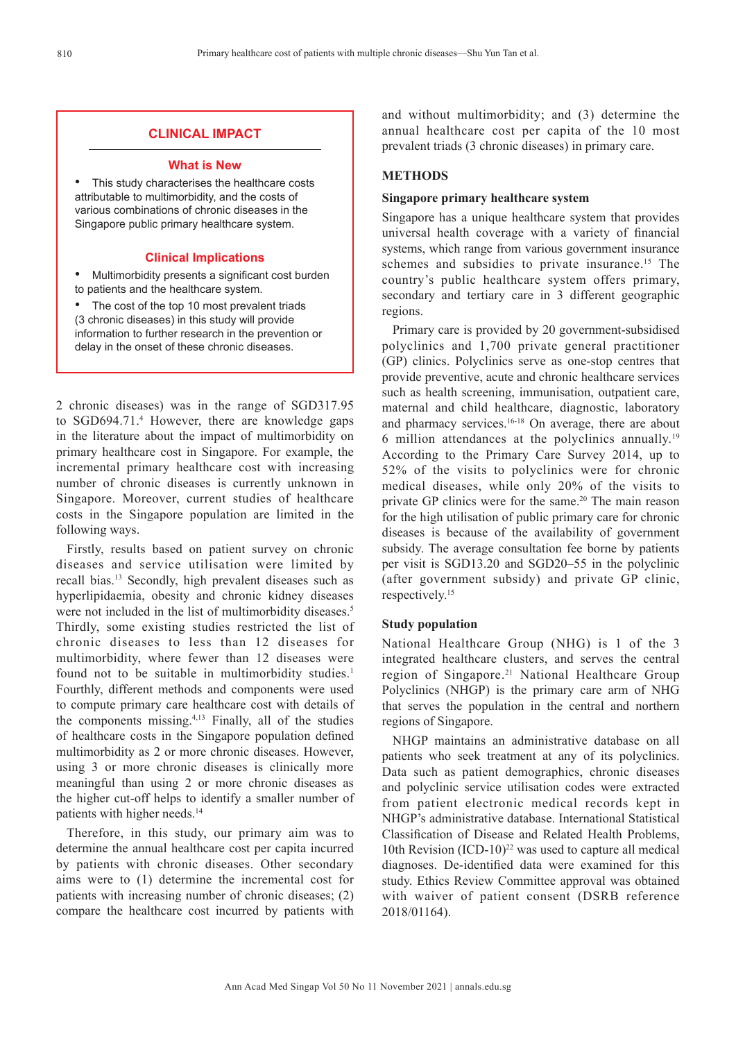## CLINICAL IMPACT

### What is New

- This study characterises the healthcare costs attributable to multimorbidity, and the costs of various combinations of chronic diseases in the Singapore public primary healthcare system.

### Clinical Implications

- Multimorbidity presents a significant cost burden to patients and the healthcare system.
- The cost of the top 10 most prevalent triads (3 chronic diseases) in this study will provide information to further research in the prevention or delay in the onset of these chronic diseases.

2 chronic diseases) was in the range of SGD317.95 to SGD694.71.[4] However, there are knowledge gaps in the literature about the impact of multimorbidity on primary healthcare cost in Singapore. For example, the incremental primary healthcare cost with increasing number of chronic diseases is currently unknown in Singapore. Moreover, current studies of healthcare costs in the Singapore population are limited in the following ways.

Firstly, results based on patient survey on chronic diseases and service utilisation were limited by recall bias.[13] Secondly, high prevalent diseases such as hyperlipidaemia, obesity and chronic kidney diseases were not included in the list of multimorbidity diseases.[5] Thirdly, some existing studies restricted the list of chronic diseases to less than 12 diseases for multimorbidity, where fewer than 12 diseases were found not to be suitable in multimorbidity studies.[1] Fourthly, different methods and components were used to compute primary care healthcare cost with details of the components missing.[4,13] Finally, all of the studies of healthcare costs in the Singapore population defined multimorbidity as 2 or more chronic diseases. However, using 3 or more chronic diseases is clinically more meaningful than using 2 or more chronic diseases as the higher cut-off helps to identify a smaller number of patients with higher needs.[14]

Therefore, in this study, our primary aim was to determine the annual healthcare cost per capita incurred by patients with chronic diseases. Other secondary aims were to (1) determine the incremental cost for patients with increasing number of chronic diseases; (2) compare the healthcare cost incurred by patients with and without multimorbidity; and (3) determine the annual healthcare cost per capita of the 10 most prevalent triads (3 chronic diseases) in primary care.

## METHODS

### Singapore primary healthcare system

Singapore has a unique healthcare system that provides universal health coverage with a variety of financial systems, which range from various government insurance schemes and subsidies to private insurance.[15] The country's public healthcare system offers primary, secondary and tertiary care in 3 different geographic regions.

Primary care is provided by 20 government-subsidised polyclinics and 1,700 private general practitioner (GP) clinics. Polyclinics serve as one-stop centres that provide preventive, acute and chronic healthcare services such as health screening, immunisation, outpatient care, maternal and child healthcare, diagnostic, laboratory and pharmacy services.[16-18] On average, there are about 6 million attendances at the polyclinics annually.[19] According to the Primary Care Survey 2014, up to 52% of the visits to polyclinics were for chronic medical diseases, while only 20% of the visits to private GP clinics were for the same.[20] The main reason for the high utilisation of public primary care for chronic diseases is because of the availability of government subsidy. The average consultation fee borne by patients per visit is SGD13.20 and SGD20–55 in the polyclinic (after government subsidy) and private GP clinic, respectively.[15]

### Study population

National Healthcare Group (NHG) is 1 of the 3 integrated healthcare clusters, and serves the central region of Singapore.[21] National Healthcare Group Polyclinics (NHGP) is the primary care arm of NHG that serves the population in the central and northern regions of Singapore.

NHGP maintains an administrative database on all patients who seek treatment at any of its polyclinics. Data such as patient demographics, chronic diseases and polyclinic service utilisation codes were extracted from patient electronic medical records kept in NHGP's administrative database. International Statistical Classification of Disease and Related Health Problems, 10th Revision (ICD-10)[22] was used to capture all medical diagnoses. De-identified data were examined for this study. Ethics Review Committee approval was obtained with waiver of patient consent (DSRB reference 2018/01164).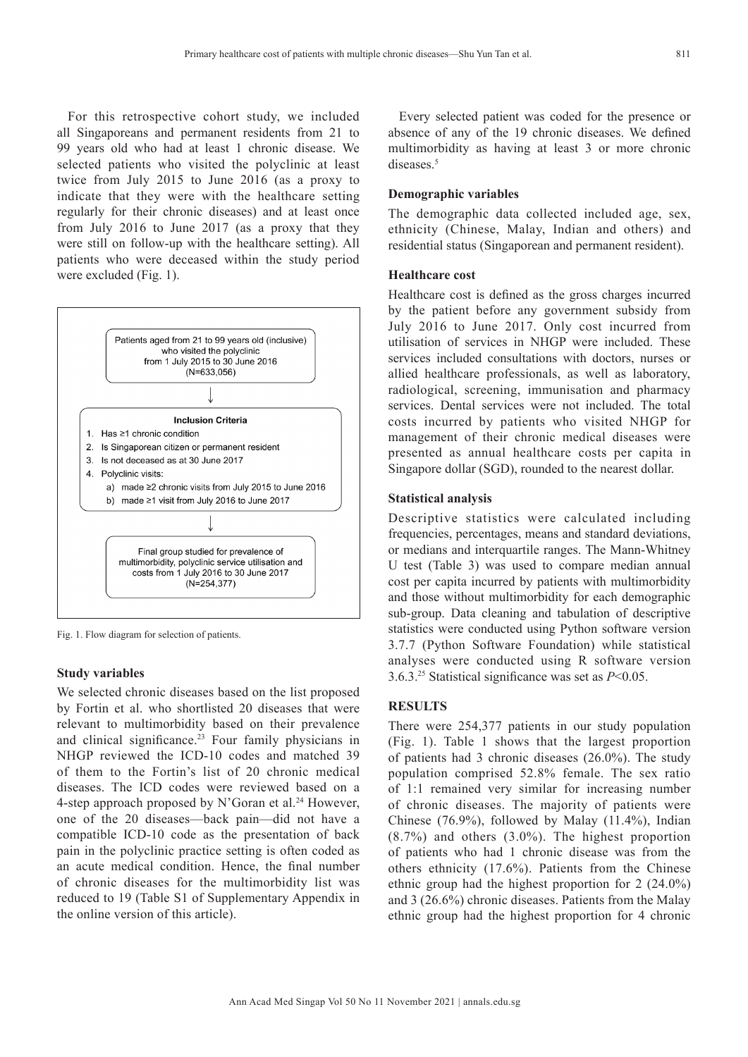For this retrospective cohort study, we included all Singaporeans and permanent residents from 21 to 99 years old who had at least 1 chronic disease. We selected patients who visited the polyclinic at least twice from July 2015 to June 2016 (as a proxy to indicate that they were with the healthcare setting regularly for their chronic diseases) and at least once from July 2016 to June 2017 (as a proxy that they were still on follow-up with the healthcare setting). All patients who were deceased within the study period were excluded (Fig. 1).

Patients aged from 21 to 99 years old (inclusive) who visited the polyclinic from 1 July 2015 to 30 June 2016 (N=633,056)

↓

**Inclusion Criteria**

1. Has ≥1 chronic condition
2. Is Singaporean citizen or permanent resident
3. Is not deceased as at 30 June 2017
4. Polyclinic visits:
   a) made ≥2 chronic visits from July 2015 to June 2016
   b) made ≥1 visit from July 2016 to June 2017

↓

Final group studied for prevalence of multimorbidity, polyclinic service utilisation and costs from 1 July 2016 to 30 June 2017 (N=254,377)

Fig. 1. Flow diagram for selection of patients.

### Study variables

We selected chronic diseases based on the list proposed by Fortin et al. who shortlisted 20 diseases that were relevant to multimorbidity based on their prevalence and clinical significance.[23] Four family physicians in NHGP reviewed the ICD-10 codes and matched 39 of them to the Fortin's list of 20 chronic medical diseases. The ICD codes were reviewed based on a 4-step approach proposed by N'Goran et al.[24] However, one of the 20 diseases—back pain—did not have a compatible ICD-10 code as the presentation of back pain in the polyclinic practice setting is often coded as an acute medical condition. Hence, the final number of chronic diseases for the multimorbidity list was reduced to 19 (Table S1 of Supplementary Appendix in the online version of this article).

Every selected patient was coded for the presence or absence of any of the 19 chronic diseases. We defined multimorbidity as having at least 3 or more chronic diseases.[5]

### Demographic variables

The demographic data collected included age, sex, ethnicity (Chinese, Malay, Indian and others) and residential status (Singaporean and permanent resident).

### Healthcare cost

Healthcare cost is defined as the gross charges incurred by the patient before any government subsidy from July 2016 to June 2017. Only cost incurred from utilisation of services in NHGP were included. These services included consultations with doctors, nurses or allied healthcare professionals, as well as laboratory, radiological, screening, immunisation and pharmacy services. Dental services were not included. The total costs incurred by patients who visited NHGP for management of their chronic medical diseases were presented as annual healthcare costs per capita in Singapore dollar (SGD), rounded to the nearest dollar.

### Statistical analysis

Descriptive statistics were calculated including frequencies, percentages, means and standard deviations, or medians and interquartile ranges. The Mann-Whitney U test (Table 3) was used to compare median annual cost per capita incurred by patients with multimorbidity and those without multimorbidity for each demographic sub-group. Data cleaning and tabulation of descriptive statistics were conducted using Python software version 3.7.7 (Python Software Foundation) while statistical analyses were conducted using R software version 3.6.3.[25] Statistical significance was set as $P<0.05$.

## RESULTS

There were 254,377 patients in our study population (Fig. 1). Table 1 shows that the largest proportion of patients had 3 chronic diseases (26.0%). The study population comprised 52.8% female. The sex ratio of 1:1 remained very similar for increasing number of chronic diseases. The majority of patients were Chinese (76.9%), followed by Malay (11.4%), Indian (8.7%) and others (3.0%). The highest proportion of patients who had 1 chronic disease was from the others ethnicity (17.6%). Patients from the Chinese ethnic group had the highest proportion for 2 (24.0%) and 3 (26.6%) chronic diseases. Patients from the Malay ethnic group had the highest proportion for 4 chronic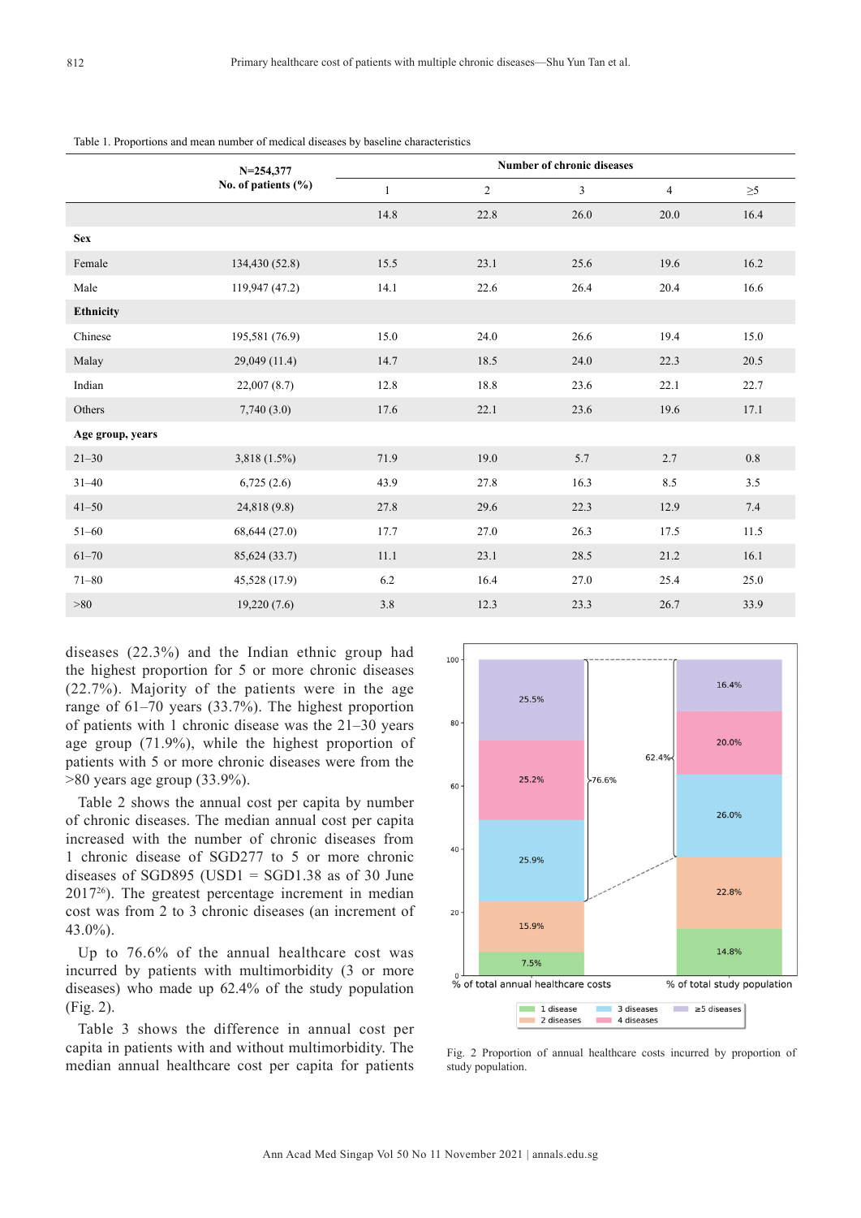Table 1. Proportions and mean number of medical diseases by baseline characteristics

| | N=254,377 No. of patients (%) | Number of chronic diseases | | | | |
|---|---|---|---|---|---|---|
| | | 1 | 2 | 3 | 4 | ≥5 |
| | | 14.8 | 22.8 | 26.0 | 20.0 | 16.4 |
| **Sex** | | | | | | |
| Female | 134,430 (52.8) | 15.5 | 23.1 | 25.6 | 19.6 | 16.2 |
| Male | 119,947 (47.2) | 14.1 | 22.6 | 26.4 | 20.4 | 16.6 |
| **Ethnicity** | | | | | | |
| Chinese | 195,581 (76.9) | 15.0 | 24.0 | 26.6 | 19.4 | 15.0 |
| Malay | 29,049 (11.4) | 14.7 | 18.5 | 24.0 | 22.3 | 20.5 |
| Indian | 22,007 (8.7) | 12.8 | 18.8 | 23.6 | 22.1 | 22.7 |
| Others | 7,740 (3.0) | 17.6 | 22.1 | 23.6 | 19.6 | 17.1 |
| **Age group, years** | | | | | | |
| 21–30 | 3,818 (1.5%) | 71.9 | 19.0 | 5.7 | 2.7 | 0.8 |
| 31–40 | 6,725 (2.6) | 43.9 | 27.8 | 16.3 | 8.5 | 3.5 |
| 41–50 | 24,818 (9.8) | 27.8 | 29.6 | 22.3 | 12.9 | 7.4 |
| 51–60 | 68,644 (27.0) | 17.7 | 27.0 | 26.3 | 17.5 | 11.5 |
| 61–70 | 85,624 (33.7) | 11.1 | 23.1 | 28.5 | 21.2 | 16.1 |
| 71–80 | 45,528 (17.9) | 6.2 | 16.4 | 27.0 | 25.4 | 25.0 |
| >80 | 19,220 (7.6) | 3.8 | 12.3 | 23.3 | 26.7 | 33.9 |

diseases (22.3%) and the Indian ethnic group had the highest proportion for 5 or more chronic diseases (22.7%). Majority of the patients were in the age range of 61–70 years (33.7%). The highest proportion of patients with 1 chronic disease was the 21–30 years age group (71.9%), while the highest proportion of patients with 5 or more chronic diseases were from the >80 years age group (33.9%).

Table 2 shows the annual cost per capita by number of chronic diseases. The median annual cost per capita increased with the number of chronic diseases from 1 chronic disease of SGD277 to 5 or more chronic diseases of SGD895 (USD1 = SGD1.38 as of 30 June 2017[26]). The greatest percentage increment in median cost was from 2 to 3 chronic diseases (an increment of 43.0%).

Up to 76.6% of the annual healthcare cost was incurred by patients with multimorbidity (3 or more diseases) who made up 62.4% of the study population (Fig. 2).

Table 3 shows the difference in annual cost per capita in patients with and without multimorbidity. The median annual healthcare cost per capita for patients

Fig. 2 Proportion of annual healthcare costs incurred by proportion of study population.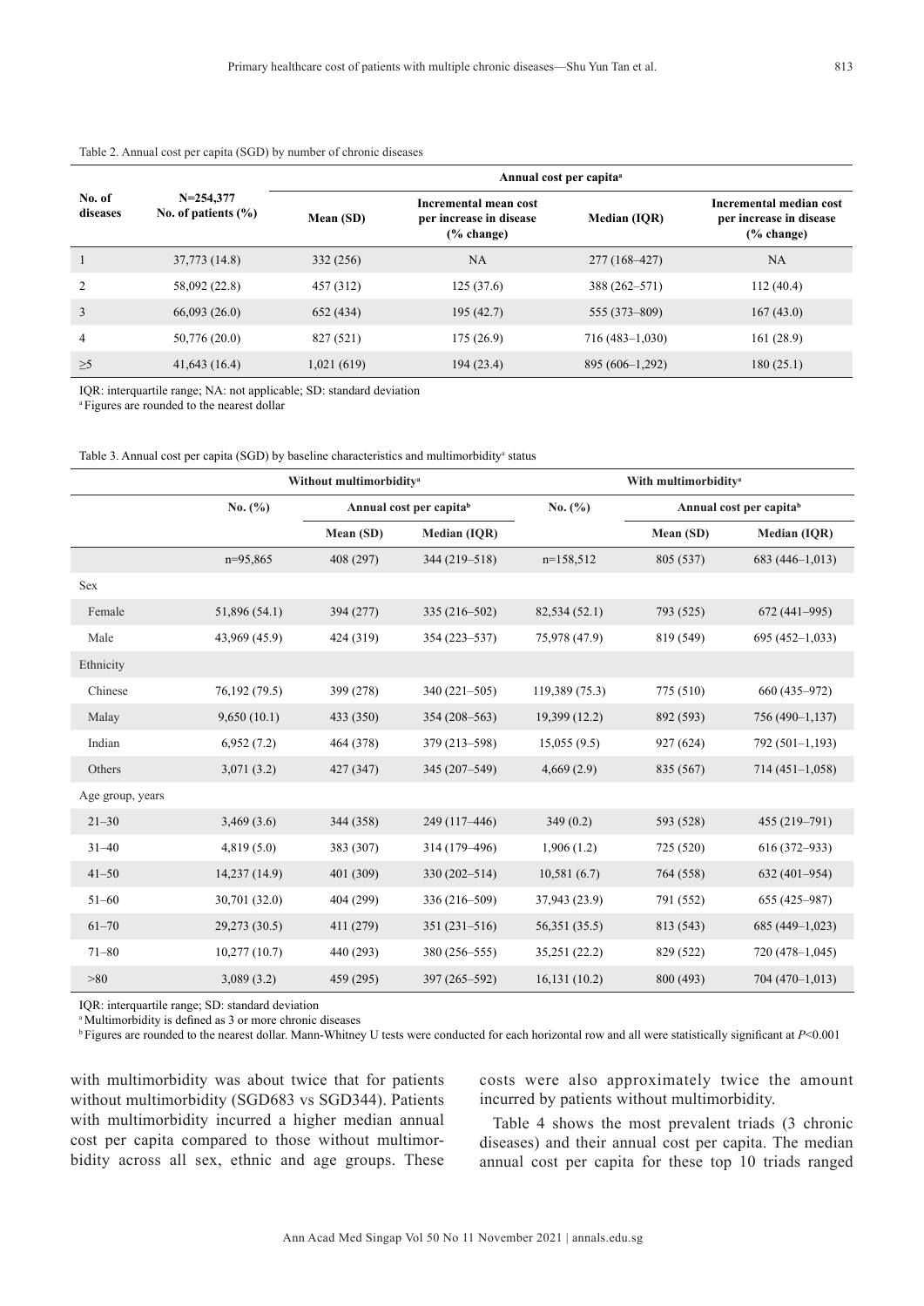Table 2. Annual cost per capita (SGD) by number of chronic diseases

| No. of diseases | N=254,377 No. of patients (%) | Annual cost per capita[a] | | | |
|---|---|---|---|---|---|
| | | Mean (SD) | Incremental mean cost per increase in disease (% change) | Median (IQR) | Incremental median cost per increase in disease (% change) |
| 1 | 37,773 (14.8) | 332 (256) | NA | 277 (168–427) | NA |
| 2 | 58,092 (22.8) | 457 (312) | 125 (37.6) | 388 (262–571) | 112 (40.4) |
| 3 | 66,093 (26.0) | 652 (434) | 195 (42.7) | 555 (373–809) | 167 (43.0) |
| 4 | 50,776 (20.0) | 827 (521) | 175 (26.9) | 716 (483–1,030) | 161 (28.9) |
| ≥5 | 41,643 (16.4) | 1,021 (619) | 194 (23.4) | 895 (606–1,292) | 180 (25.1) |

IQR: interquartile range; NA: not applicable; SD: standard deviation

[a] Figures are rounded to the nearest dollar

Table 3. Annual cost per capita (SGD) by baseline characteristics and multimorbidity[a] status

| | Without multimorbidity[a] | | | With multimorbidity[a] | | |
|---|---|---|---|---|---|---|
| | No. (%) | Annual cost per capita[b] | | No. (%) | Annual cost per capita[b] | |
| | | Mean (SD) | Median (IQR) | | Mean (SD) | Median (IQR) |
| | n=95,865 | 408 (297) | 344 (219–518) | n=158,512 | 805 (537) | 683 (446–1,013) |
| Sex | | | | | | |
| Female | 51,896 (54.1) | 394 (277) | 335 (216–502) | 82,534 (52.1) | 793 (525) | 672 (441–995) |
| Male | 43,969 (45.9) | 424 (319) | 354 (223–537) | 75,978 (47.9) | 819 (549) | 695 (452–1,033) |
| Ethnicity | | | | | | |
| Chinese | 76,192 (79.5) | 399 (278) | 340 (221–505) | 119,389 (75.3) | 775 (510) | 660 (435–972) |
| Malay | 9,650 (10.1) | 433 (350) | 354 (208–563) | 19,399 (12.2) | 892 (593) | 756 (490–1,137) |
| Indian | 6,952 (7.2) | 464 (378) | 379 (213–598) | 15,055 (9.5) | 927 (624) | 792 (501–1,193) |
| Others | 3,071 (3.2) | 427 (347) | 345 (207–549) | 4,669 (2.9) | 835 (567) | 714 (451–1,058) |
| Age group, years | | | | | | |
| 21–30 | 3,469 (3.6) | 344 (358) | 249 (117–446) | 349 (0.2) | 593 (528) | 455 (219–791) |
| 31–40 | 4,819 (5.0) | 383 (307) | 314 (179–496) | 1,906 (1.2) | 725 (520) | 616 (372–933) |
| 41–50 | 14,237 (14.9) | 401 (309) | 330 (202–514) | 10,581 (6.7) | 764 (558) | 632 (401–954) |
| 51–60 | 30,701 (32.0) | 404 (299) | 336 (216–509) | 37,943 (23.9) | 791 (552) | 655 (425–987) |
| 61–70 | 29,273 (30.5) | 411 (279) | 351 (231–516) | 56,351 (35.5) | 813 (543) | 685 (449–1,023) |
| 71–80 | 10,277 (10.7) | 440 (293) | 380 (256–555) | 35,251 (22.2) | 829 (522) | 720 (478–1,045) |
| >80 | 3,089 (3.2) | 459 (295) | 397 (265–592) | 16,131 (10.2) | 800 (493) | 704 (470–1,013) |

IQR: interquartile range; SD: standard deviation

[a] Multimorbidity is defined as 3 or more chronic diseases

[b] Figures are rounded to the nearest dollar. Mann-Whitney U tests were conducted for each horizontal row and all were statistically significant at $P<0.001$

with multimorbidity was about twice that for patients without multimorbidity (SGD683 vs SGD344). Patients with multimorbidity incurred a higher median annual cost per capita compared to those without multimorbidity across all sex, ethnic and age groups. These costs were also approximately twice the amount incurred by patients without multimorbidity.

Table 4 shows the most prevalent triads (3 chronic diseases) and their annual cost per capita. The median annual cost per capita for these top 10 triads ranged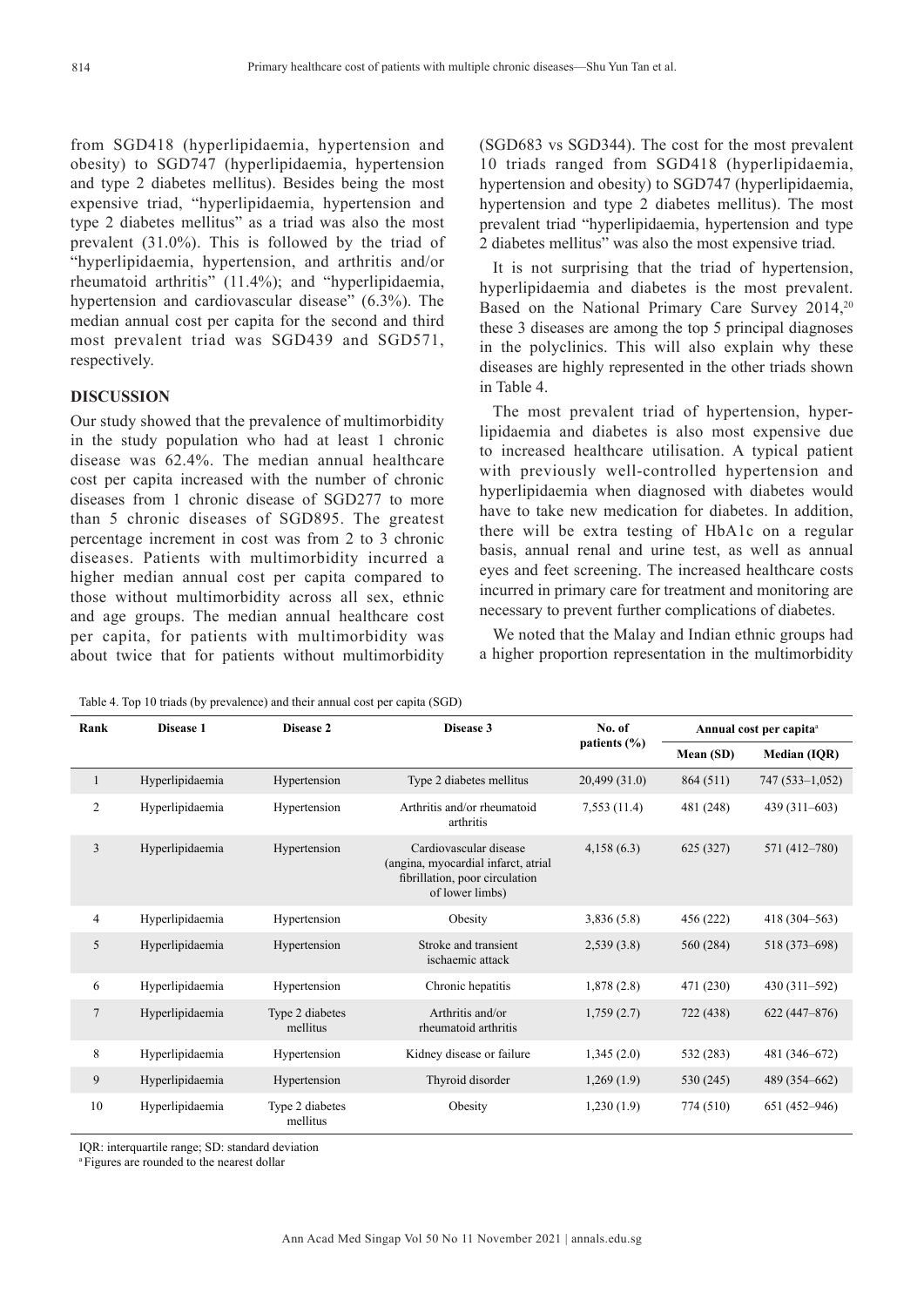from SGD418 (hyperlipidaemia, hypertension and obesity) to SGD747 (hyperlipidaemia, hypertension and type 2 diabetes mellitus). Besides being the most expensive triad, "hyperlipidaemia, hypertension and type 2 diabetes mellitus" as a triad was also the most prevalent (31.0%). This is followed by the triad of "hyperlipidaemia, hypertension, and arthritis and/or rheumatoid arthritis" (11.4%); and "hyperlipidaemia, hypertension and cardiovascular disease" (6.3%). The median annual cost per capita for the second and third most prevalent triad was SGD439 and SGD571, respectively.

## DISCUSSION

Our study showed that the prevalence of multimorbidity in the study population who had at least 1 chronic disease was 62.4%. The median annual healthcare cost per capita increased with the number of chronic diseases from 1 chronic disease of SGD277 to more than 5 chronic diseases of SGD895. The greatest percentage increment in cost was from 2 to 3 chronic diseases. Patients with multimorbidity incurred a higher median annual cost per capita compared to those without multimorbidity across all sex, ethnic and age groups. The median annual healthcare cost per capita, for patients with multimorbidity was about twice that for patients without multimorbidity (SGD683 vs SGD344). The cost for the most prevalent 10 triads ranged from SGD418 (hyperlipidaemia, hypertension and obesity) to SGD747 (hyperlipidaemia, hypertension and type 2 diabetes mellitus). The most prevalent triad "hyperlipidaemia, hypertension and type 2 diabetes mellitus" was also the most expensive triad.

It is not surprising that the triad of hypertension, hyperlipidaemia and diabetes is the most prevalent. Based on the National Primary Care Survey 2014,[20] these 3 diseases are among the top 5 principal diagnoses in the polyclinics. This will also explain why these diseases are highly represented in the other triads shown in Table 4.

The most prevalent triad of hypertension, hyperlipidaemia and diabetes is also most expensive due to increased healthcare utilisation. A typical patient with previously well-controlled hypertension and hyperlipidaemia when diagnosed with diabetes would have to take new medication for diabetes. In addition, there will be extra testing of HbA1c on a regular basis, annual renal and urine test, as well as annual eyes and feet screening. The increased healthcare costs incurred in primary care for treatment and monitoring are necessary to prevent further complications of diabetes.

We noted that the Malay and Indian ethnic groups had a higher proportion representation in the multimorbidity

Table 4. Top 10 triads (by prevalence) and their annual cost per capita (SGD)

| Rank | Disease 1 | Disease 2 | Disease 3 | No. of patients (%) | Annual cost per capita[a] | |
|---|---|---|---|---|---|---|
| | | | | | Mean (SD) | Median (IQR) |
| 1 | Hyperlipidaemia | Hypertension | Type 2 diabetes mellitus | 20,499 (31.0) | 864 (511) | 747 (533–1,052) |
| 2 | Hyperlipidaemia | Hypertension | Arthritis and/or rheumatoid arthritis | 7,553 (11.4) | 481 (248) | 439 (311–603) |
| 3 | Hyperlipidaemia | Hypertension | Cardiovascular disease (angina, myocardial infarct, atrial fibrillation, poor circulation of lower limbs) | 4,158 (6.3) | 625 (327) | 571 (412–780) |
| 4 | Hyperlipidaemia | Hypertension | Obesity | 3,836 (5.8) | 456 (222) | 418 (304–563) |
| 5 | Hyperlipidaemia | Hypertension | Stroke and transient ischaemic attack | 2,539 (3.8) | 560 (284) | 518 (373–698) |
| 6 | Hyperlipidaemia | Hypertension | Chronic hepatitis | 1,878 (2.8) | 471 (230) | 430 (311–592) |
| 7 | Hyperlipidaemia | Type 2 diabetes mellitus | Arthritis and/or rheumatoid arthritis | 1,759 (2.7) | 722 (438) | 622 (447–876) |
| 8 | Hyperlipidaemia | Hypertension | Kidney disease or failure | 1,345 (2.0) | 532 (283) | 481 (346–672) |
| 9 | Hyperlipidaemia | Hypertension | Thyroid disorder | 1,269 (1.9) | 530 (245) | 489 (354–662) |
| 10 | Hyperlipidaemia | Type 2 diabetes mellitus | Obesity | 1,230 (1.9) | 774 (510) | 651 (452–946) |

IQR: interquartile range; SD: standard deviation

[a] Figures are rounded to the nearest dollar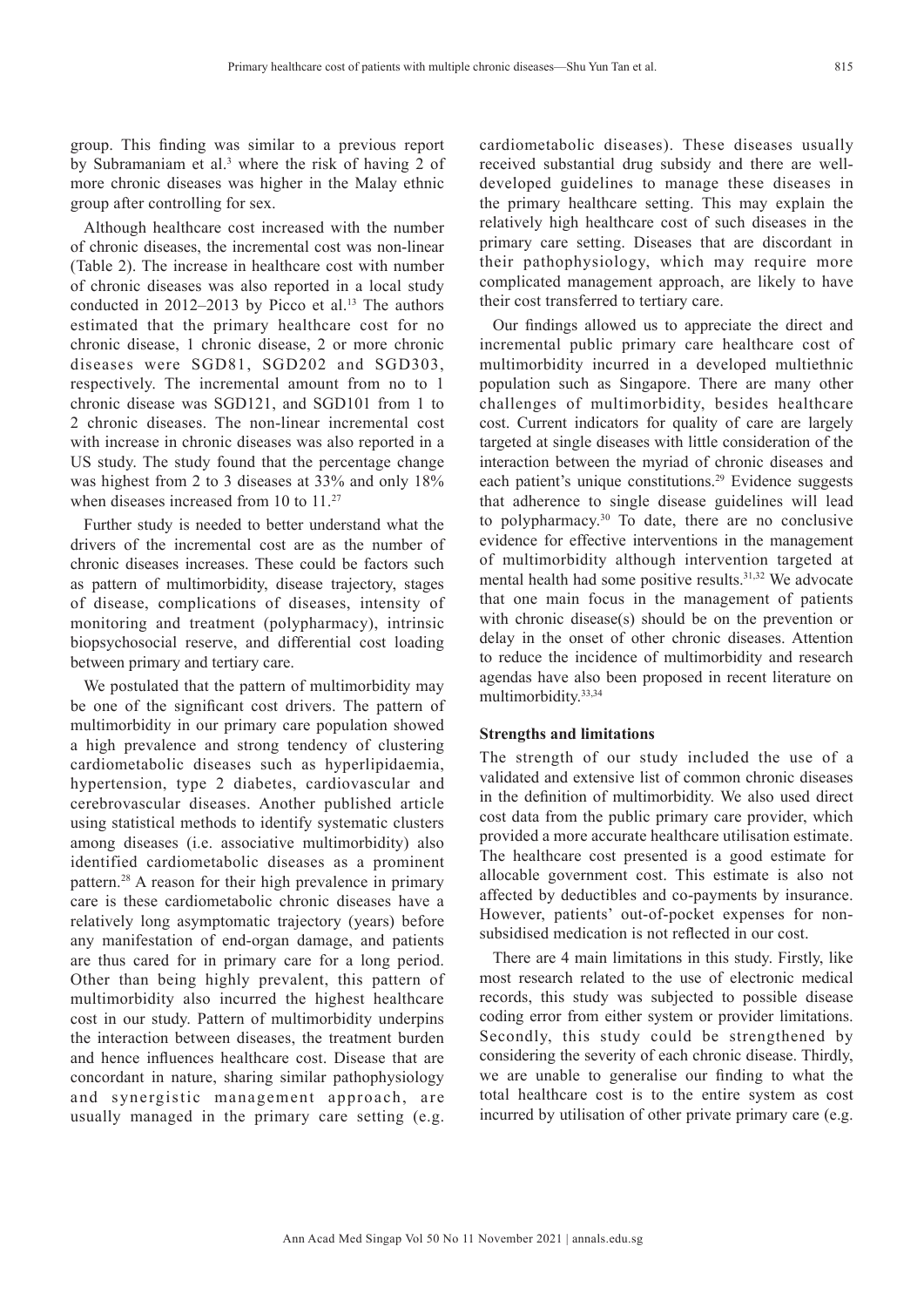group. This finding was similar to a previous report by Subramaniam et al.[3] where the risk of having 2 of more chronic diseases was higher in the Malay ethnic group after controlling for sex.

Although healthcare cost increased with the number of chronic diseases, the incremental cost was non-linear (Table 2). The increase in healthcare cost with number of chronic diseases was also reported in a local study conducted in 2012–2013 by Picco et al.[13] The authors estimated that the primary healthcare cost for no chronic disease, 1 chronic disease, 2 or more chronic diseases were SGD81, SGD202 and SGD303, respectively. The incremental amount from no to 1 chronic disease was SGD121, and SGD101 from 1 to 2 chronic diseases. The non-linear incremental cost with increase in chronic diseases was also reported in a US study. The study found that the percentage change was highest from 2 to 3 diseases at 33% and only 18% when diseases increased from 10 to 11.[27]

Further study is needed to better understand what the drivers of the incremental cost are as the number of chronic diseases increases. These could be factors such as pattern of multimorbidity, disease trajectory, stages of disease, complications of diseases, intensity of monitoring and treatment (polypharmacy), intrinsic biopsychosocial reserve, and differential cost loading between primary and tertiary care.

We postulated that the pattern of multimorbidity may be one of the significant cost drivers. The pattern of multimorbidity in our primary care population showed a high prevalence and strong tendency of clustering cardiometabolic diseases such as hyperlipidaemia, hypertension, type 2 diabetes, cardiovascular and cerebrovascular diseases. Another published article using statistical methods to identify systematic clusters among diseases (i.e. associative multimorbidity) also identified cardiometabolic diseases as a prominent pattern.[28] A reason for their high prevalence in primary care is these cardiometabolic chronic diseases have a relatively long asymptomatic trajectory (years) before any manifestation of end-organ damage, and patients are thus cared for in primary care for a long period. Other than being highly prevalent, this pattern of multimorbidity also incurred the highest healthcare cost in our study. Pattern of multimorbidity underpins the interaction between diseases, the treatment burden and hence influences healthcare cost. Disease that are concordant in nature, sharing similar pathophysiology and synergistic management approach, are usually managed in the primary care setting (e.g. cardiometabolic diseases). These diseases usually received substantial drug subsidy and there are well-developed guidelines to manage these diseases in the primary healthcare setting. This may explain the relatively high healthcare cost of such diseases in the primary care setting. Diseases that are discordant in their pathophysiology, which may require more complicated management approach, are likely to have their cost transferred to tertiary care.

Our findings allowed us to appreciate the direct and incremental public primary care healthcare cost of multimorbidity incurred in a developed multiethnic population such as Singapore. There are many other challenges of multimorbidity, besides healthcare cost. Current indicators for quality of care are largely targeted at single diseases with little consideration of the interaction between the myriad of chronic diseases and each patient's unique constitutions.[29] Evidence suggests that adherence to single disease guidelines will lead to polypharmacy.[30] To date, there are no conclusive evidence for effective interventions in the management of multimorbidity although intervention targeted at mental health had some positive results.[31,32] We advocate that one main focus in the management of patients with chronic disease(s) should be on the prevention or delay in the onset of other chronic diseases. Attention to reduce the incidence of multimorbidity and research agendas have also been proposed in recent literature on multimorbidity.[33,34]

### Strengths and limitations

The strength of our study included the use of a validated and extensive list of common chronic diseases in the definition of multimorbidity. We also used direct cost data from the public primary care provider, which provided a more accurate healthcare utilisation estimate. The healthcare cost presented is a good estimate for allocable government cost. This estimate is also not affected by deductibles and co-payments by insurance. However, patients' out-of-pocket expenses for non-subsidised medication is not reflected in our cost.

There are 4 main limitations in this study. Firstly, like most research related to the use of electronic medical records, this study was subjected to possible disease coding error from either system or provider limitations. Secondly, this study could be strengthened by considering the severity of each chronic disease. Thirdly, we are unable to generalise our finding to what the total healthcare cost is to the entire system as cost incurred by utilisation of other private primary care (e.g.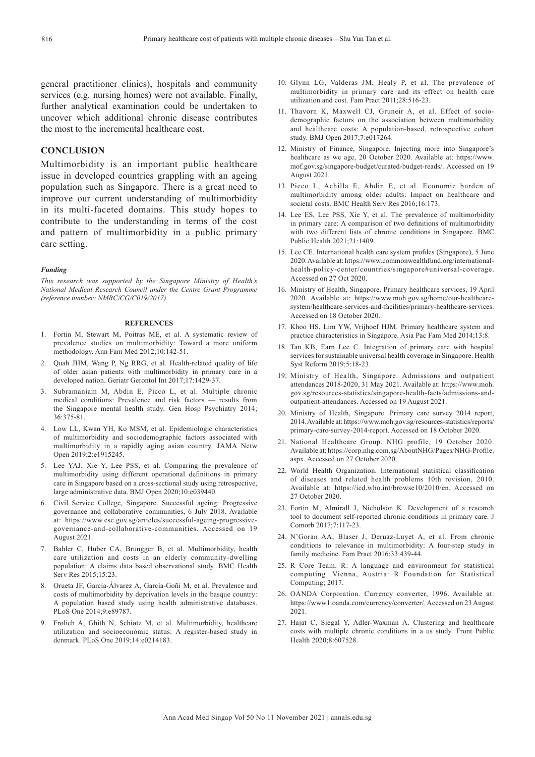general practitioner clinics), hospitals and community services (e.g. nursing homes) were not available. Finally, further analytical examination could be undertaken to uncover which additional chronic disease contributes the most to the incremental healthcare cost.

## CONCLUSION

Multimorbidity is an important public healthcare issue in developed countries grappling with an ageing population such as Singapore. There is a great need to improve our current understanding of multimorbidity in its multi-faceted domains. This study hopes to contribute to the understanding in terms of the cost and pattern of multimorbidity in a public primary care setting.

#### *Funding*

*This research was supported by the Singapore Ministry of Health's National Medical Research Council under the Centre Grant Programme (reference number: NMRC/CG/C019/2017).*

### REFERENCES

1. Fortin M, Stewart M, Poitras ME, et al. A systematic review of prevalence studies on multimorbidity: Toward a more uniform methodology. Ann Fam Med 2012;10:142-51.
2. Quah JHM, Wang P, Ng RRG, et al. Health-related quality of life of older asian patients with multimorbidity in primary care in a developed nation. Geriatr Gerontol Int 2017;17:1429-37.
3. Subramaniam M, Abdin E, Picco L, et al. Multiple chronic medical conditions: Prevalence and risk factors — results from the Singapore mental health study. Gen Hosp Psychiatry 2014; 36:375-81.
4. Low LL, Kwan YH, Ko MSM, et al. Epidemiologic characteristics of multimorbidity and sociodemographic factors associated with multimorbidity in a rapidly aging asian country. JAMA Netw Open 2019;2:e1915245.
5. Lee YAJ, Xie Y, Lee PSS, et al. Comparing the prevalence of multimorbidity using different operational definitions in primary care in Singapore based on a cross-sectional study using retrospective, large administrative data. BMJ Open 2020;10:e039440.
6. Civil Service College, Singapore. Successful ageing: Progressive governance and collaborative communities, 6 July 2018. Available at: https://www.csc.gov.sg/articles/successful-ageing-progressive-governance-and-collaborative-communities. Accessed on 19 August 2021.
7. Bahler C, Huber CA, Brungger B, et al. Multimorbidity, health care utilization and costs in an elderly community-dwelling population: A claims data based observational study. BMC Health Serv Res 2015;15:23.
8. Orueta JF, García-Álvarez A, García-Goñi M, et al. Prevalence and costs of multimorbidity by deprivation levels in the basque country: A population based study using health administrative databases. PLoS One 2014;9:e89787.
9. Frølich A, Ghith N, Schiøtz M, et al. Multimorbidity, healthcare utilization and socioeconomic status: A register-based study in denmark. PLoS One 2019;14:e0214183.
10. Glynn LG, Valderas JM, Healy P, et al. The prevalence of multimorbidity in primary care and its effect on health care utilization and cost. Fam Pract 2011;28:516-23.
11. Thavorn K, Maxwell CJ, Gruneir A, et al. Effect of socio-demographic factors on the association between multimorbidity and healthcare costs: A population-based, retrospective cohort study. BMJ Open 2017;7:e017264.
12. Ministry of Finance, Singapore. Injecting more into Singapore's healthcare as we age, 20 October 2020. Available at: https://www.mof.gov.sg/singapore-budget/curated-budget-reads/. Accessed on 19 August 2021.
13. Picco L, Achilla E, Abdin E, et al. Economic burden of multimorbidity among older adults: Impact on healthcare and societal costs. BMC Health Serv Res 2016;16:173.
14. Lee ES, Lee PSS, Xie Y, et al. The prevalence of multimorbidity in primary care: A comparison of two definitions of multimorbidity with two different lists of chronic conditions in Singapore. BMC Public Health 2021;21:1409.
15. Lee CE. International health care system profiles (Singapore), 5 June 2020. Available at: https://www.commonwealthfund.org/international-health-policy-center/countries/singapore#universal-coverage. Accessed on 27 Oct 2020.
16. Ministry of Health, Singapore. Primary healthcare services, 19 April 2020. Available at: https://www.moh.gov.sg/home/our-healthcare-system/healthcare-services-and-facilities/primary-healthcare-services. Accessed on 18 October 2020.
17. Khoo HS, Lim YW, Vrijhoef HJM. Primary healthcare system and practice characteristics in Singapore. Asia Pac Fam Med 2014;13:8.
18. Tan KB, Earn Lee C. Integration of primary care with hospital services for sustainable universal health coverage in Singapore. Health Syst Reform 2019;5:18-23.
19. Ministry of Health, Singapore. Admissions and outpatient attendances 2018-2020, 31 May 2021. Available at: https://www.moh.gov.sg/resources-statistics/singapore-health-facts/admissions-and-outpatient-attendances. Accessed on 19 August 2021.
20. Ministry of Health, Singapore. Primary care survey 2014 report, 2014. Available at: https://www.moh.gov.sg/resources-statistics/reports/primary-care-survey-2014-report. Accessed on 18 October 2020.
21. National Healthcare Group. NHG profile, 19 October 2020. Available at: https://corp.nhg.com.sg/AboutNHG/Pages/NHG-Profile.aspx. Accessed on 27 October 2020.
22. World Health Organization. International statistical classification of diseases and related health problems 10th revision, 2010. Available at: https://icd.who.int/browse10/2010/en. Accessed on 27 October 2020.
23. Fortin M, Almirall J, Nicholson K. Development of a research tool to document self-reported chronic conditions in primary care. J Comorb 2017;7:117-23.
24. N'Goran AA, Blaser J, Deruaz-Luyet A, et al. From chronic conditions to relevance in multimorbidity: A four-step study in family medicine. Fam Pract 2016;33:439-44.
25. R Core Team. R: A language and environment for statistical computing. Vienna, Austria: R Foundation for Statistical Computing; 2017.
26. OANDA Corporation. Currency converter, 1996. Available at: https://www1.oanda.com/currency/converter/. Accessed on 23 August 2021.
27. Hajat C, Siegal Y, Adler-Waxman A. Clustering and healthcare costs with multiple chronic conditions in a us study. Front Public Health 2020;8:607528.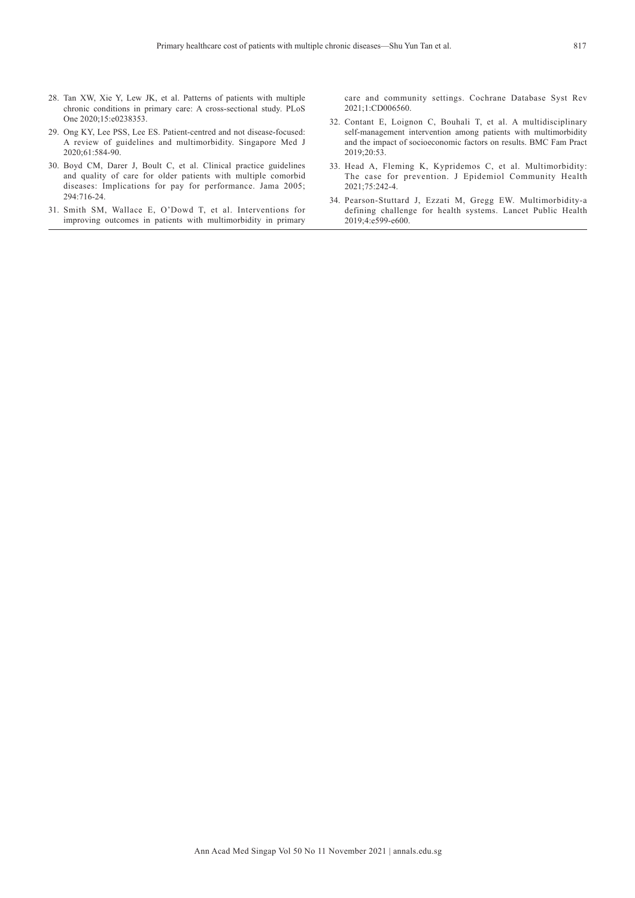28. Tan XW, Xie Y, Lew JK, et al. Patterns of patients with multiple chronic conditions in primary care: A cross-sectional study. PLoS One 2020;15:e0238353.
29. Ong KY, Lee PSS, Lee ES. Patient-centred and not disease-focused: A review of guidelines and multimorbidity. Singapore Med J 2020;61:584-90.
30. Boyd CM, Darer J, Boult C, et al. Clinical practice guidelines and quality of care for older patients with multiple comorbid diseases: Implications for pay for performance. Jama 2005; 294:716-24.
31. Smith SM, Wallace E, O'Dowd T, et al. Interventions for improving outcomes in patients with multimorbidity in primary care and community settings. Cochrane Database Syst Rev 2021;1:CD006560.
32. Contant E, Loignon C, Bouhali T, et al. A multidisciplinary self-management intervention among patients with multimorbidity and the impact of socioeconomic factors on results. BMC Fam Pract 2019;20:53.
33. Head A, Fleming K, Kypridemos C, et al. Multimorbidity: The case for prevention. J Epidemiol Community Health 2021;75:242-4.
34. Pearson-Stuttard J, Ezzati M, Gregg EW. Multimorbidity-a defining challenge for health systems. Lancet Public Health 2019;4:e599-e600.